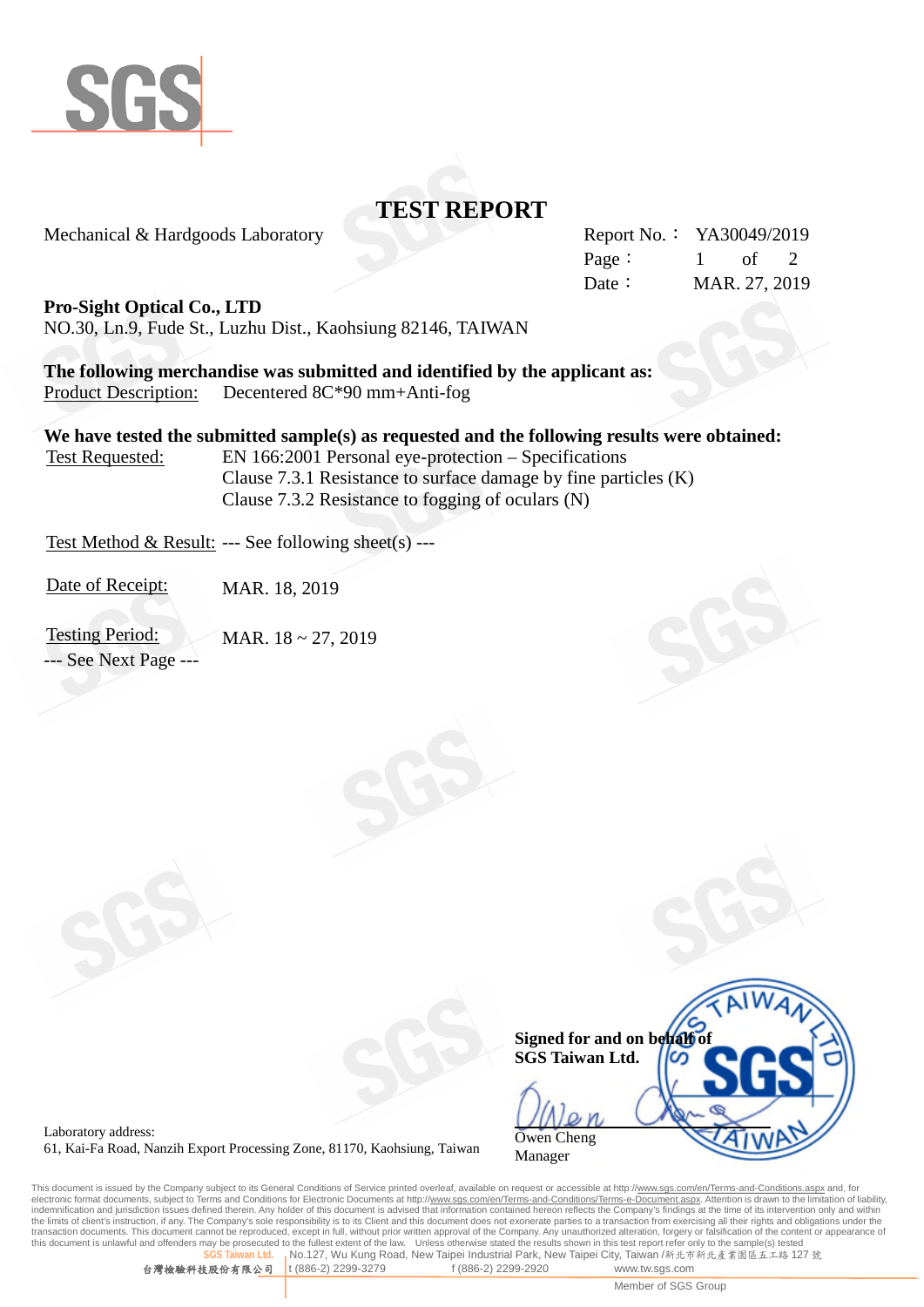# TEST REPORT

Mechanical & Hardgoods Laboratory

Report No.： YA30049/2019
Page： 1 of 2
Date： MAR. 27, 2019

**Pro-Sight Optical Co., LTD**
NO.30, Ln.9, Fude St., Luzhu Dist., Kaohsiung 82146, TAIWAN

**The following merchandise was submitted and identified by the applicant as:**
Product Description: Decentered 8C*90 mm+Anti-fog

**We have tested the submitted sample(s) as requested and the following results were obtained:**
Test Requested: EN 166:2001 Personal eye-protection – Specifications
Clause 7.3.1 Resistance to surface damage by fine particles (K)
Clause 7.3.2 Resistance to fogging of oculars (N)

Test Method & Result: --- See following sheet(s) ---

Date of Receipt: MAR. 18, 2019

Testing Period: MAR. 18 ~ 27, 2019

--- See Next Page ---

**Signed for and on behalf of**
**SGS Taiwan Ltd.**

Owen Cheng
Manager

Laboratory address:
61, Kai-Fa Road, Nanzih Export Processing Zone, 81170, Kaohsiung, Taiwan

This document is issued by the Company subject to its General Conditions of Service printed overleaf, available on request or accessible at http://www.sgs.com/en/Terms-and-Conditions.aspx and, for electronic format documents, subject to Terms and Conditions for Electronic Documents at http://www.sgs.com/en/Terms-and-Conditions/Terms-e-Document.aspx. Attention is drawn to the limitation of liability, indemnification and jurisdiction issues defined therein. Any holder of this document is advised that information contained hereon reflects the Company's findings at the time of its intervention only and within the limits of client's instruction, if any. The Company's sole responsibility is to its Client and this document does not exonerate parties to a transaction from exercising all their rights and obligations under the transaction documents. This document cannot be reproduced, except in full, without prior written approval of the Company. Any unauthorized alteration, forgery or falsification of the content or appearance of this document is unlawful and offenders may be prosecuted to the fullest extent of the law. Unless otherwise stated the results shown in this test report refer only to the sample(s) tested

SGS Taiwan Ltd. No.127, Wu Kung Road, New Taipei Industrial Park, New Taipei City, Taiwan /新北市新北產業園區五工路 127 號
台灣檢驗科技股份有限公司 t (886-2) 2299-3279 f (886-2) 2299-2920 www.tw.sgs.com

Member of SGS Group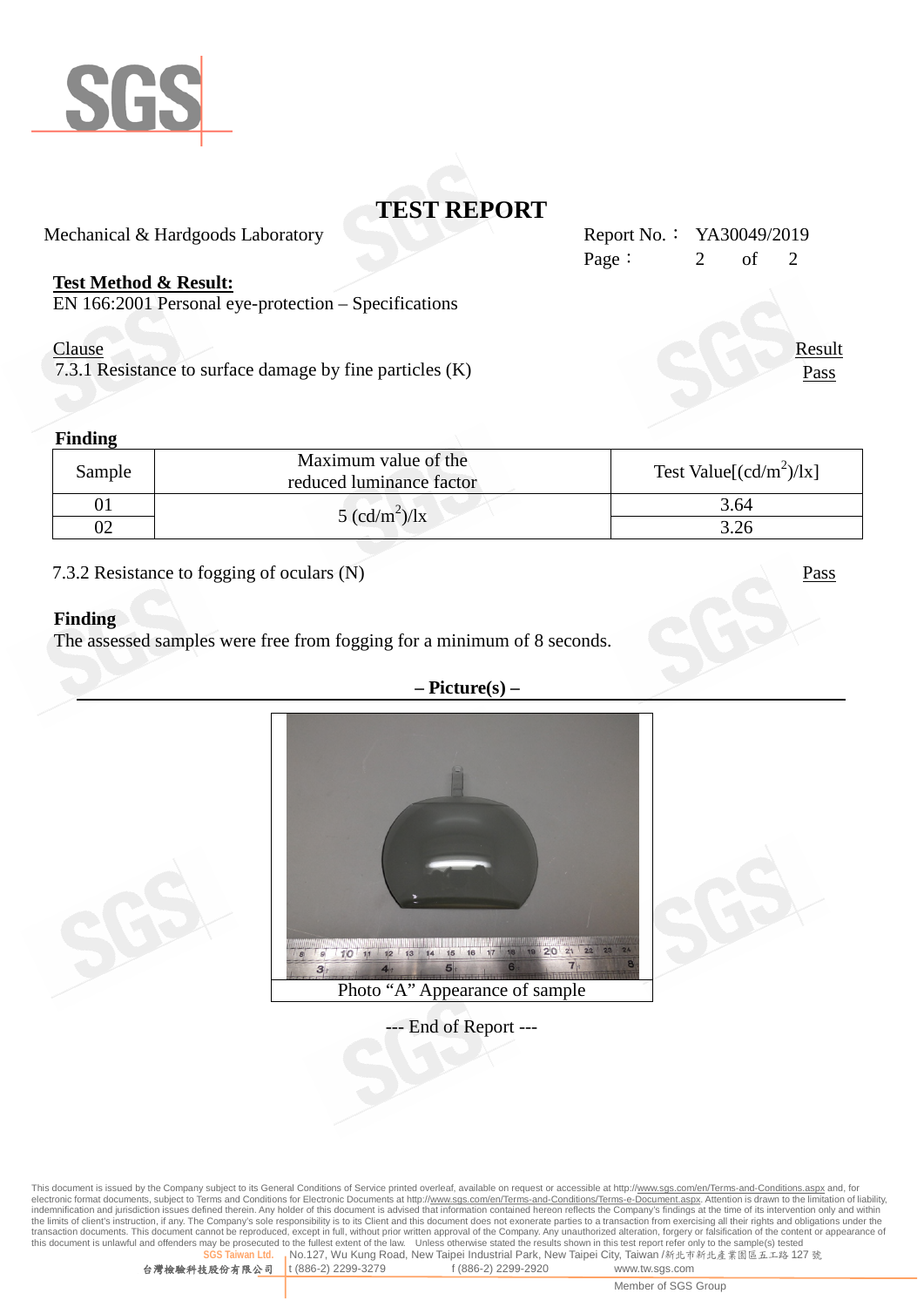# TEST REPORT

Mechanical & Hardgoods Laboratory

Report No.： YA30049/2019

**Test Method & Result:**

EN 166:2001 Personal eye-protection – Specifications

| Clause | Result |
|---|---|
| 7.3.1 Resistance to surface damage by fine particles (K) | Pass |

**Finding**

| Sample | Maximum value of the reduced luminance factor | Test Value[$(cd/m^2)/lx$] |
|---|---|---|
| 01 | 5 $(cd/m^2)/lx$ | 3.64 |
| 02 | | 3.26 |

7.3.2 Resistance to fogging of oculars (N) — Pass

**Finding**

The assessed samples were free from fogging for a minimum of 8 seconds.

**– Picture(s) –**

Photo “A” Appearance of sample

--- End of Report ---

This document is issued by the Company subject to its General Conditions of Service printed overleaf, available on request or accessible at http://www.sgs.com/en/Terms-and-Conditions.aspx and, for electronic format documents, subject to Terms and Conditions for Electronic Documents at http://www.sgs.com/en/Terms-and-Conditions/Terms-e-Document.aspx. Attention is drawn to the limitation of liability, indemnification and jurisdiction issues defined therein. Any holder of this document is advised that information contained hereon reflects the Company's findings at the time of its intervention only and within the limits of client's instruction, if any. The Company's sole responsibility is to its Client and this document does not exonerate parties to a transaction from exercising all their rights and obligations under the transaction documents. This document cannot be reproduced, except in full, without prior written approval of the Company. Any unauthorized alteration, forgery or falsification of the content or appearance of this document is unlawful and offenders may be prosecuted to the fullest extent of the law. Unless otherwise stated the results shown in this test report refer only to the sample(s) tested

SGS Taiwan Ltd. 台灣檢驗科技股份有限公司 | No.127, Wu Kung Road, New Taipei Industrial Park, New Taipei City, Taiwan /新北市新北產業園區五工路 127 號 | t (886-2) 2299-3279 | f (886-2) 2299-2920 | www.tw.sgs.com

Member of SGS Group